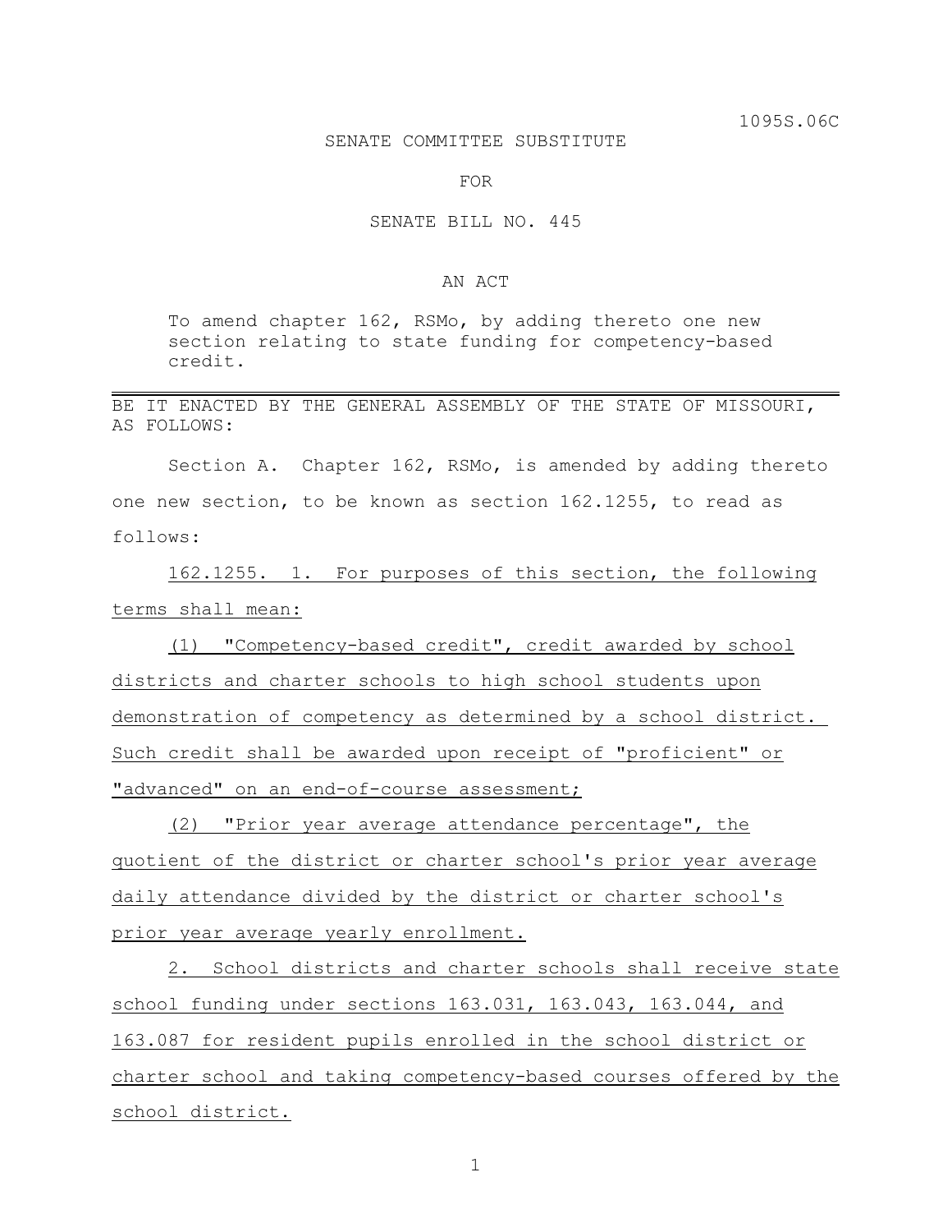1095S.06C

SENATE COMMITTEE SUBSTITUTE

FOR

SENATE BILL NO. 445

AN ACT

To amend chapter 162, RSMo, by adding thereto one new section relating to state funding for competency-based credit.

---

BE IT ENACTED BY THE GENERAL ASSEMBLY OF THE STATE OF MISSOURI, AS FOLLOWS:

Section A. Chapter 162, RSMo, is amended by adding thereto one new section, to be known as section 162.1255, to read as follows:

162.1255. 1. For purposes of this section, the following terms shall mean:

(1) "Competency-based credit", credit awarded by school districts and charter schools to high school students upon demonstration of competency as determined by a school district. Such credit shall be awarded upon receipt of "proficient" or "advanced" on an end-of-course assessment;

(2) "Prior year average attendance percentage", the quotient of the district or charter school's prior year average daily attendance divided by the district or charter school's prior year average yearly enrollment.

2. School districts and charter schools shall receive state school funding under sections 163.031, 163.043, 163.044, and 163.087 for resident pupils enrolled in the school district or charter school and taking competency-based courses offered by the school district.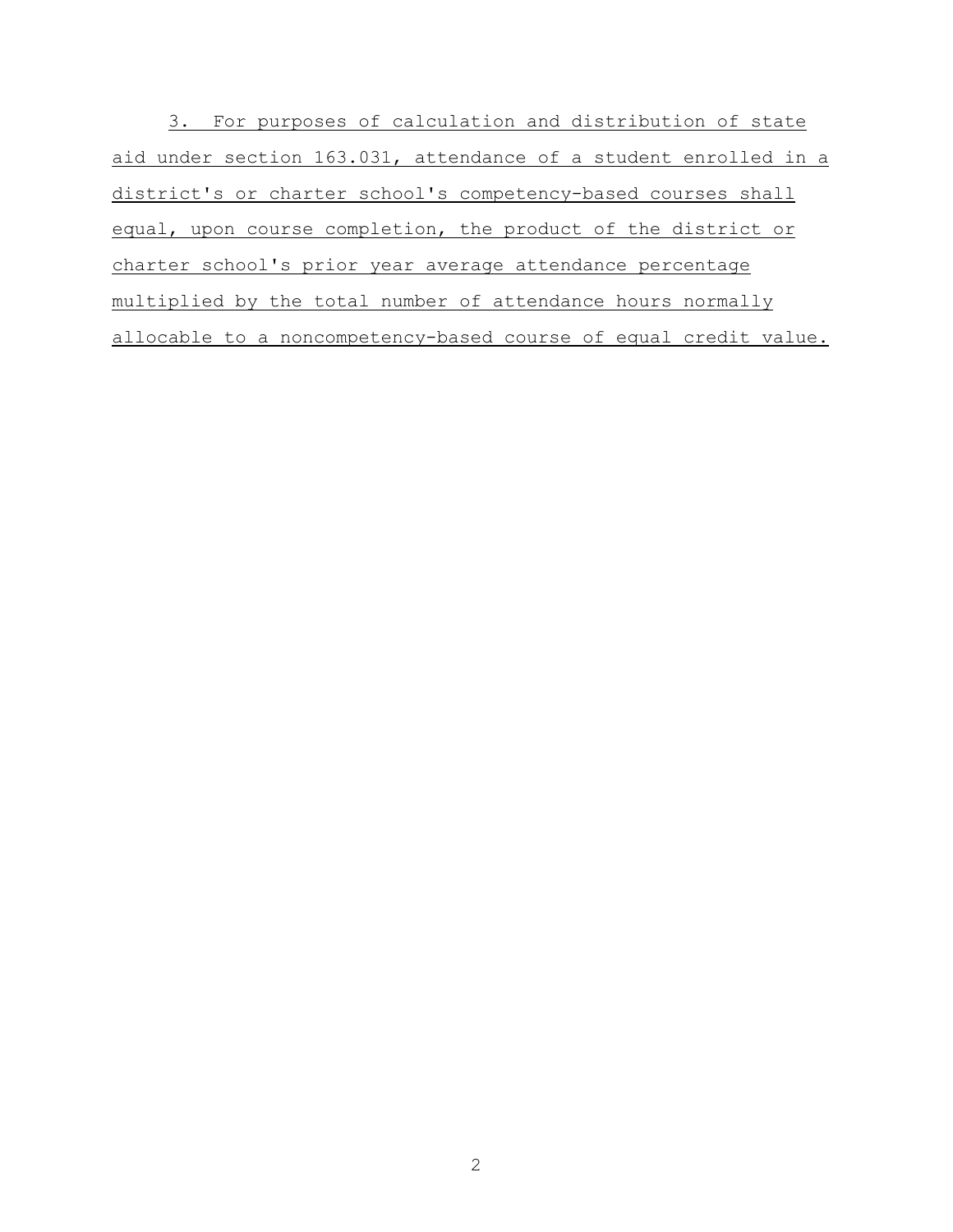3. For purposes of calculation and distribution of state aid under section 163.031, attendance of a student enrolled in a district's or charter school's competency-based courses shall equal, upon course completion, the product of the district or charter school's prior year average attendance percentage multiplied by the total number of attendance hours normally allocable to a noncompetency-based course of equal credit value.